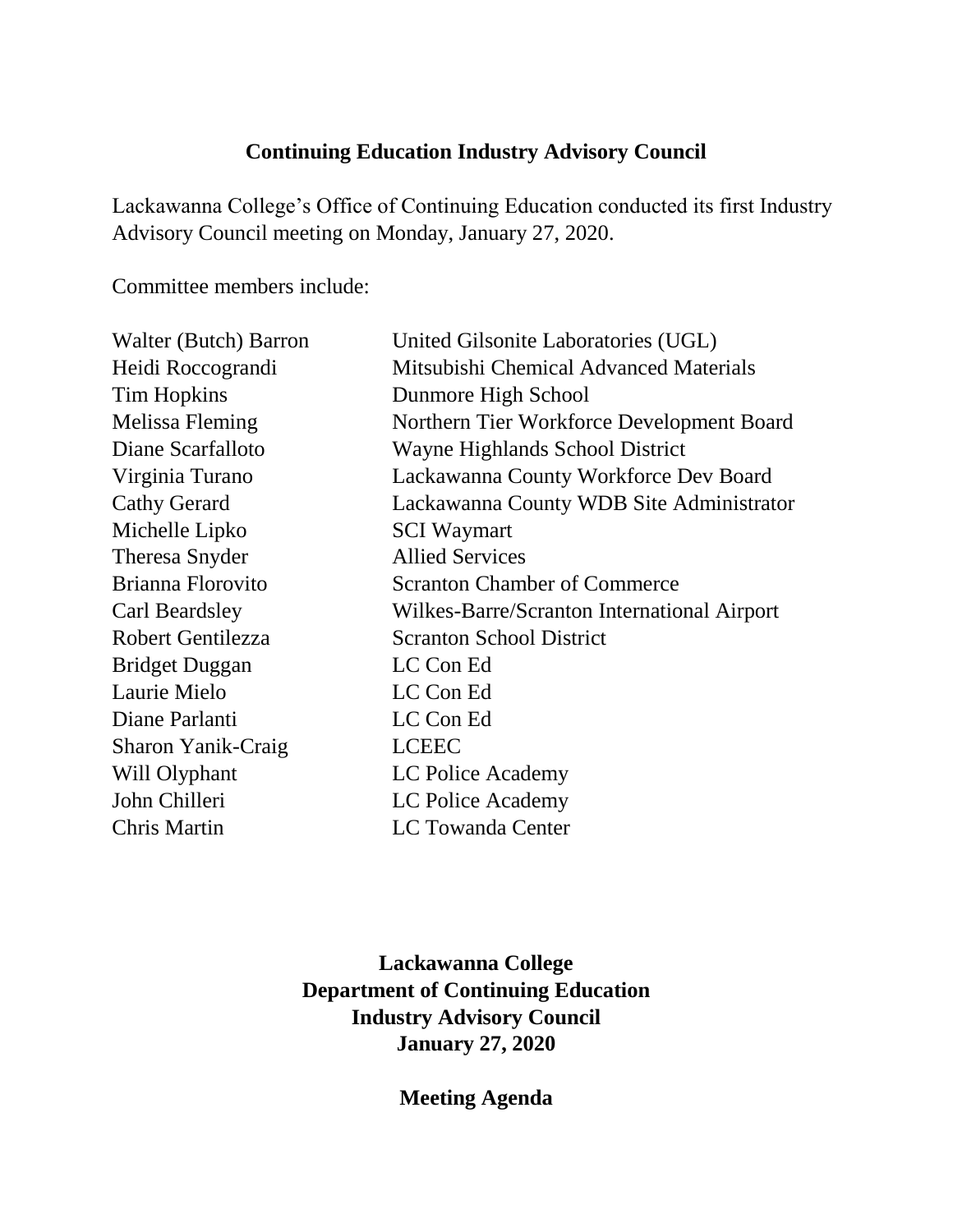**Continuing Education Industry Advisory Council**

Lackawanna College's Office of Continuing Education conducted its first Industry Advisory Council meeting on Monday, January 27, 2020.

Committee members include:

| | |
|---|---|
| Walter (Butch) Barron | United Gilsonite Laboratories (UGL) |
| Heidi Roccograndi | Mitsubishi Chemical Advanced Materials |
| Tim Hopkins | Dunmore High School |
| Melissa Fleming | Northern Tier Workforce Development Board |
| Diane Scarfalloto | Wayne Highlands School District |
| Virginia Turano | Lackawanna County Workforce Dev Board |
| Cathy Gerard | Lackawanna County WDB Site Administrator |
| Michelle Lipko | SCI Waymart |
| Theresa Snyder | Allied Services |
| Brianna Florovito | Scranton Chamber of Commerce |
| Carl Beardsley | Wilkes-Barre/Scranton International Airport |
| Robert Gentilezza | Scranton School District |
| Bridget Duggan | LC Con Ed |
| Laurie Mielo | LC Con Ed |
| Diane Parlanti | LC Con Ed |
| Sharon Yanik-Craig | LCEEC |
| Will Olyphant | LC Police Academy |
| John Chilleri | LC Police Academy |
| Chris Martin | LC Towanda Center |

**Lackawanna College**
**Department of Continuing Education**
**Industry Advisory Council**
**January 27, 2020**

**Meeting Agenda**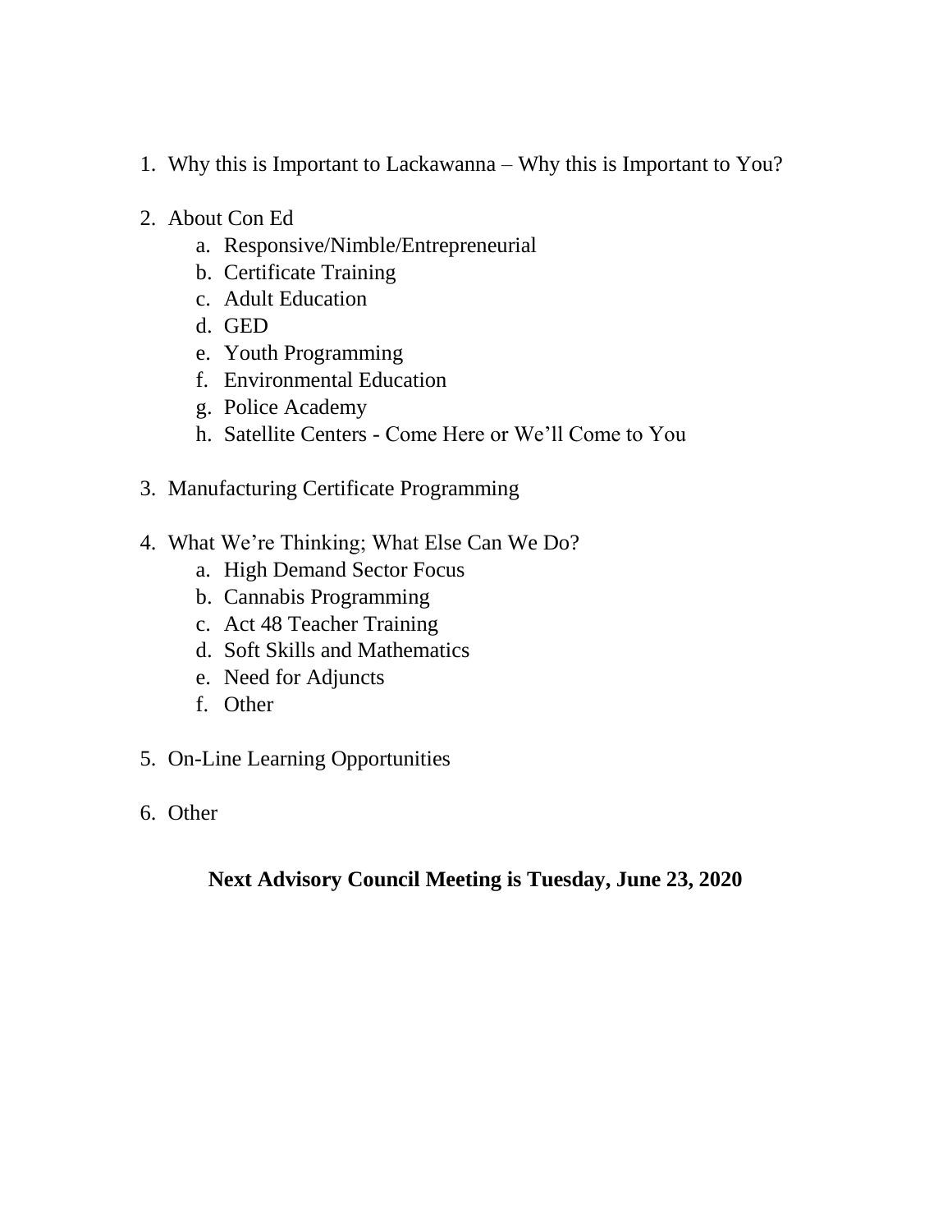1. Why this is Important to Lackawanna – Why this is Important to You?

2. About Con Ed
   a. Responsive/Nimble/Entrepreneurial
   b. Certificate Training
   c. Adult Education
   d. GED
   e. Youth Programming
   f. Environmental Education
   g. Police Academy
   h. Satellite Centers - Come Here or We'll Come to You

3. Manufacturing Certificate Programming

4. What We're Thinking; What Else Can We Do?
   a. High Demand Sector Focus
   b. Cannabis Programming
   c. Act 48 Teacher Training
   d. Soft Skills and Mathematics
   e. Need for Adjuncts
   f. Other

5. On-Line Learning Opportunities

6. Other

**Next Advisory Council Meeting is Tuesday, June 23, 2020**